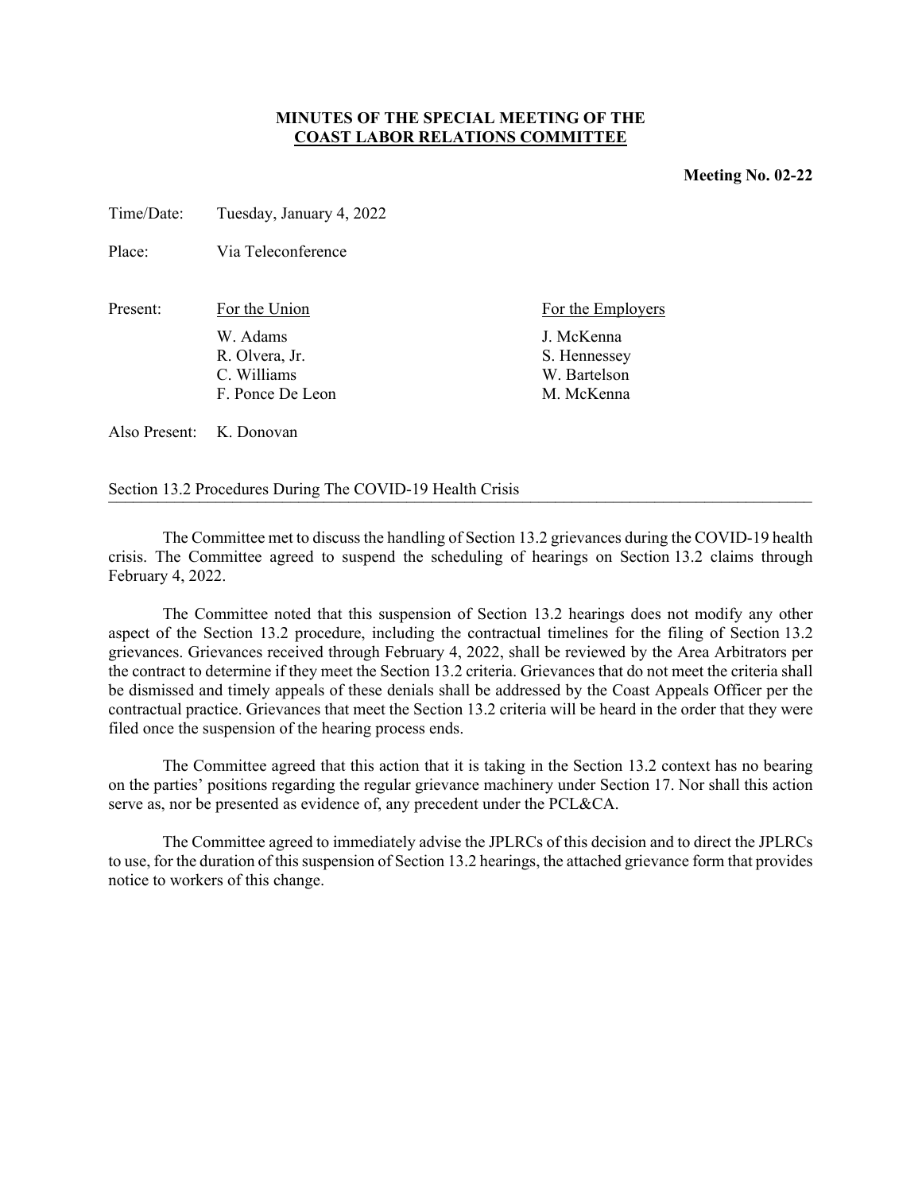**MINUTES OF THE SPECIAL MEETING OF THE**
**COAST LABOR RELATIONS COMMITTEE**

**Meeting No. 02-22**

Time/Date: Tuesday, January 4, 2022

Place: Via Teleconference

Present:

| For the Union | For the Employers |
|---|---|
| W. Adams | J. McKenna |
| R. Olvera, Jr. | S. Hennessey |
| C. Williams | W. Bartelson |
| F. Ponce De Leon | M. McKenna |

Also Present: K. Donovan

Section 13.2 Procedures During The COVID-19 Health Crisis

---

The Committee met to discuss the handling of Section 13.2 grievances during the COVID-19 health crisis. The Committee agreed to suspend the scheduling of hearings on Section 13.2 claims through February 4, 2022.

The Committee noted that this suspension of Section 13.2 hearings does not modify any other aspect of the Section 13.2 procedure, including the contractual timelines for the filing of Section 13.2 grievances. Grievances received through February 4, 2022, shall be reviewed by the Area Arbitrators per the contract to determine if they meet the Section 13.2 criteria. Grievances that do not meet the criteria shall be dismissed and timely appeals of these denials shall be addressed by the Coast Appeals Officer per the contractual practice. Grievances that meet the Section 13.2 criteria will be heard in the order that they were filed once the suspension of the hearing process ends.

The Committee agreed that this action that it is taking in the Section 13.2 context has no bearing on the parties' positions regarding the regular grievance machinery under Section 17. Nor shall this action serve as, nor be presented as evidence of, any precedent under the PCL&CA.

The Committee agreed to immediately advise the JPLRCs of this decision and to direct the JPLRCs to use, for the duration of this suspension of Section 13.2 hearings, the attached grievance form that provides notice to workers of this change.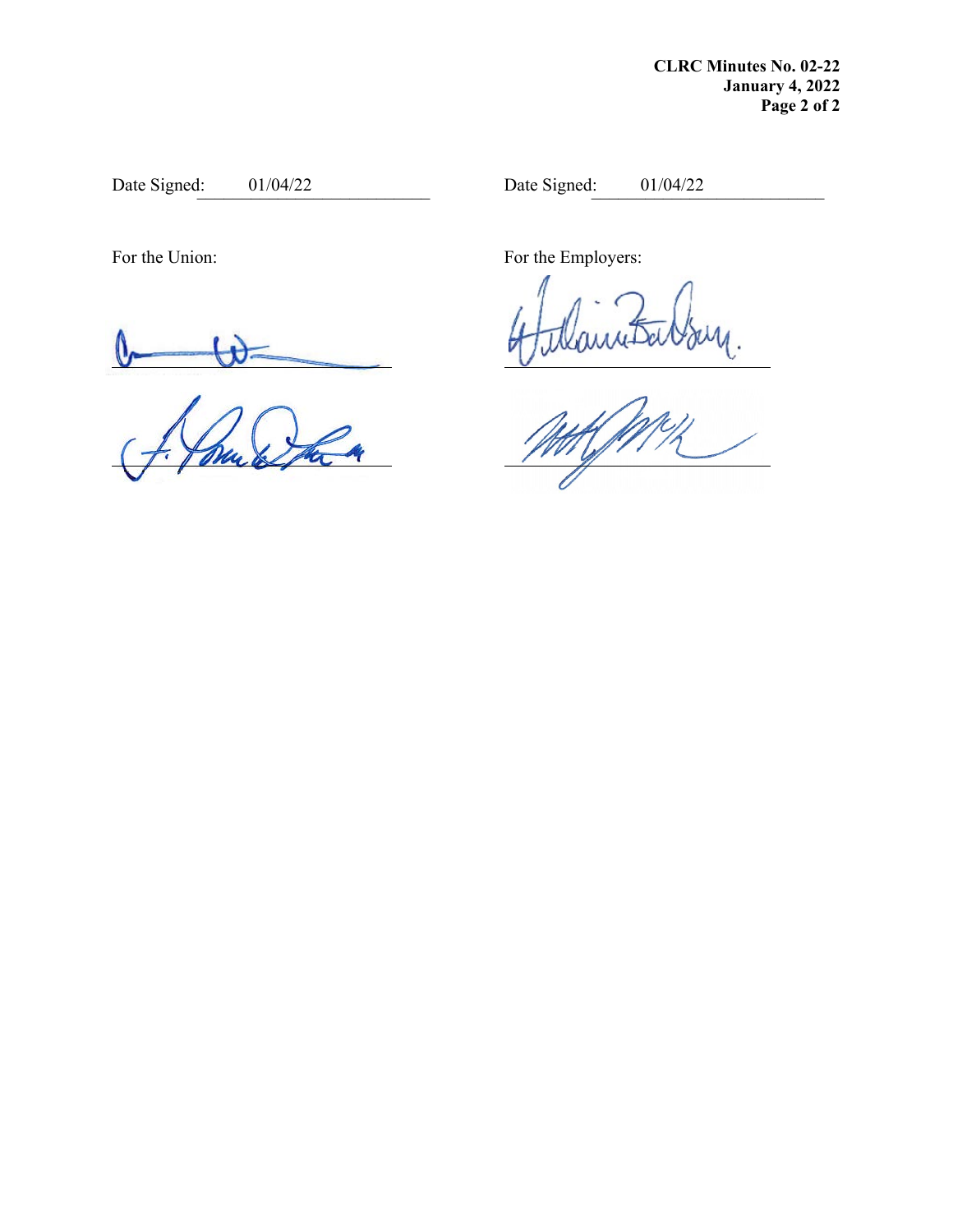Date Signed: 01/04/22

For the Union:

\_\_\_\_\_\_\_\_\_\_\_\_\_\_\_\_\_\_\_\_\_\_\_\_\_\_\_\_\_\_

\_\_\_\_\_\_\_\_\_\_\_\_\_\_\_\_\_\_\_\_\_\_\_\_\_\_\_\_\_\_

Date Signed: 01/04/22

For the Employers:

\_\_\_\_\_\_\_\_\_\_\_\_\_\_\_\_\_\_\_\_\_\_\_\_\_\_\_\_\_\_

\_\_\_\_\_\_\_\_\_\_\_\_\_\_\_\_\_\_\_\_\_\_\_\_\_\_\_\_\_\_